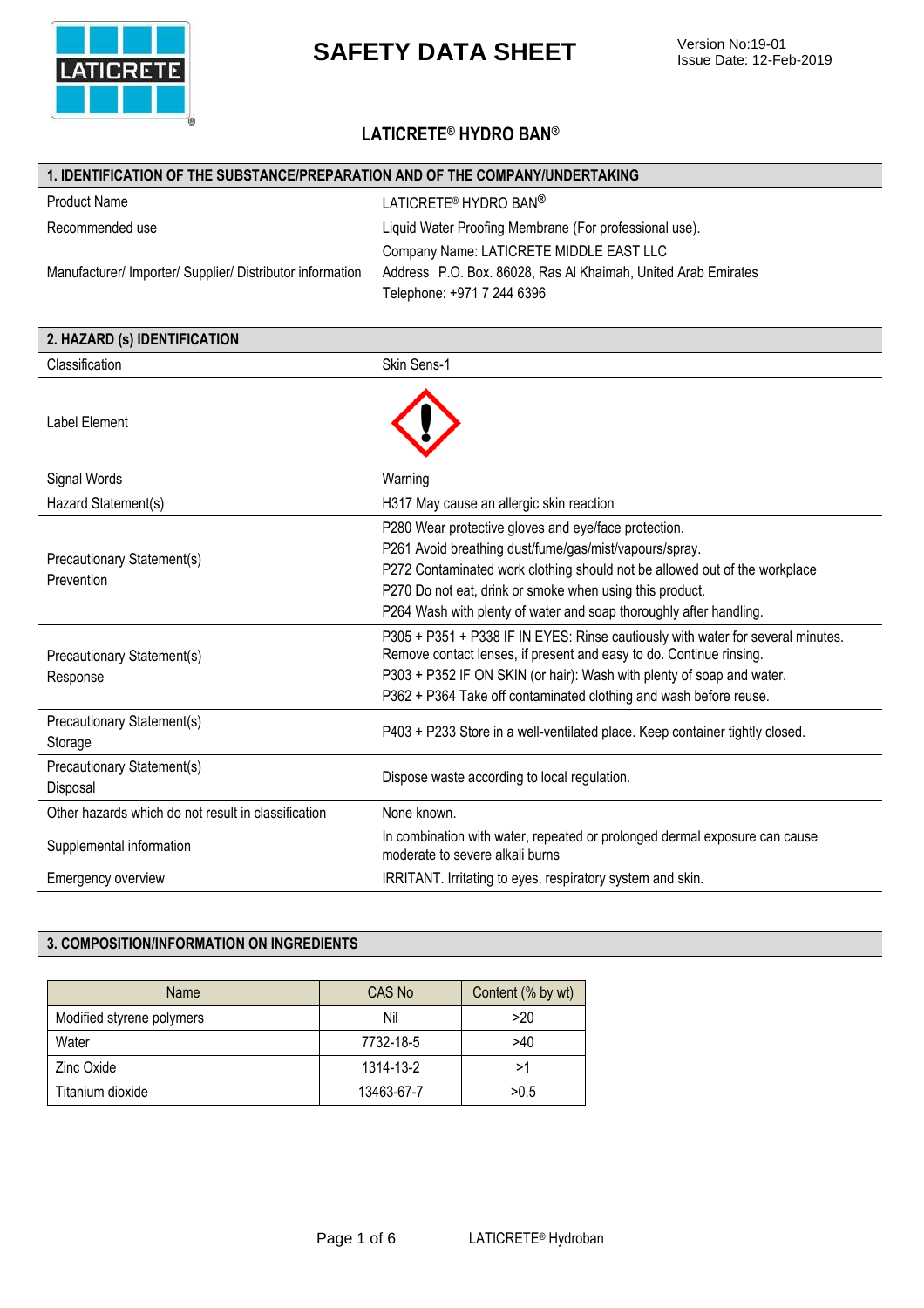# SAFETY DATA SHEET

Version No:19-01
Issue Date: 12-Feb-2019

## LATICRETE® HYDRO BAN®

## 1. IDENTIFICATION OF THE SUBSTANCE/PREPARATION AND OF THE COMPANY/UNDERTAKING

| | |
|---|---|
| Product Name | LATICRETE® HYDRO BAN® |
| Recommended use | Liquid Water Proofing Membrane (For professional use). |
| Manufacturer/ Importer/ Supplier/ Distributor information | Company Name: LATICRETE MIDDLE EAST LLC<br>Address P.O. Box. 86028, Ras Al Khaimah, United Arab Emirates<br>Telephone: +971 7 244 6396 |

## 2. HAZARD (s) IDENTIFICATION

| | |
|---|---|
| Classification | Skin Sens-1 |
| Label Element | |
| Signal Words | Warning |
| Hazard Statement(s) | H317 May cause an allergic skin reaction |
| Precautionary Statement(s) Prevention | P280 Wear protective gloves and eye/face protection.<br>P261 Avoid breathing dust/fume/gas/mist/vapours/spray.<br>P272 Contaminated work clothing should not be allowed out of the workplace<br>P270 Do not eat, drink or smoke when using this product.<br>P264 Wash with plenty of water and soap thoroughly after handling. |
| Precautionary Statement(s) Response | P305 + P351 + P338 IF IN EYES: Rinse cautiously with water for several minutes. Remove contact lenses, if present and easy to do. Continue rinsing.<br>P303 + P352 IF ON SKIN (or hair): Wash with plenty of soap and water.<br>P362 + P364 Take off contaminated clothing and wash before reuse. |
| Precautionary Statement(s) Storage | P403 + P233 Store in a well-ventilated place. Keep container tightly closed. |
| Precautionary Statement(s) Disposal | Dispose waste according to local regulation. |
| Other hazards which do not result in classification | None known. |
| Supplemental information | In combination with water, repeated or prolonged dermal exposure can cause moderate to severe alkali burns |
| Emergency overview | IRRITANT. Irritating to eyes, respiratory system and skin. |

## 3. COMPOSITION/INFORMATION ON INGREDIENTS

| Name | CAS No | Content (% by wt) |
|---|---|---|
| Modified styrene polymers | Nil | >20 |
| Water | 7732-18-5 | >40 |
| Zinc Oxide | 1314-13-2 | >1 |
| Titanium dioxide | 13463-67-7 | >0.5 |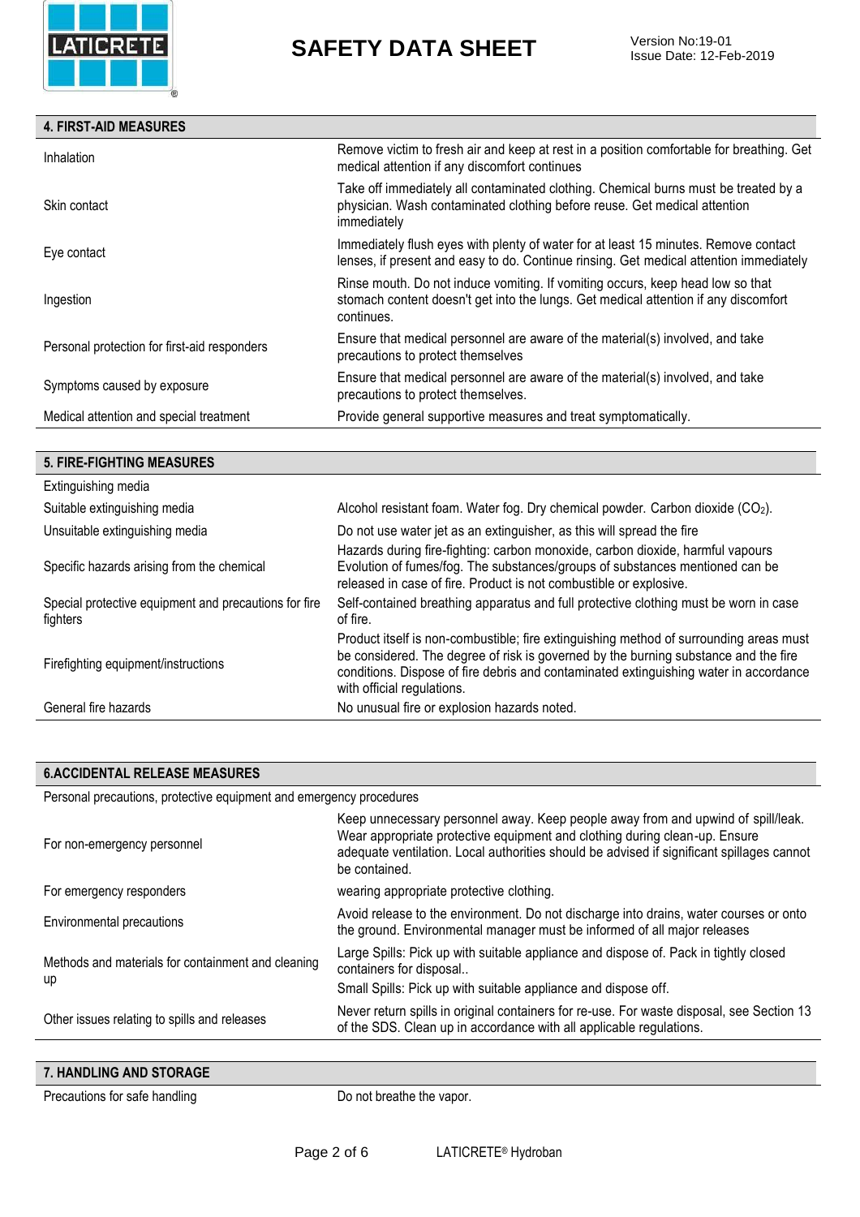## 4. FIRST-AID MEASURES

| | |
|---|---|
| Inhalation | Remove victim to fresh air and keep at rest in a position comfortable for breathing. Get medical attention if any discomfort continues |
| Skin contact | Take off immediately all contaminated clothing. Chemical burns must be treated by a physician. Wash contaminated clothing before reuse. Get medical attention immediately |
| Eye contact | Immediately flush eyes with plenty of water for at least 15 minutes. Remove contact lenses, if present and easy to do. Continue rinsing. Get medical attention immediately |
| Ingestion | Rinse mouth. Do not induce vomiting. If vomiting occurs, keep head low so that stomach content doesn't get into the lungs. Get medical attention if any discomfort continues. |
| Personal protection for first-aid responders | Ensure that medical personnel are aware of the material(s) involved, and take precautions to protect themselves |
| Symptoms caused by exposure | Ensure that medical personnel are aware of the material(s) involved, and take precautions to protect themselves. |
| Medical attention and special treatment | Provide general supportive measures and treat symptomatically. |

## 5. FIRE-FIGHTING MEASURES

| | |
|---|---|
| Extinguishing media | |
| Suitable extinguishing media | Alcohol resistant foam. Water fog. Dry chemical powder. Carbon dioxide ($CO_2$). |
| Unsuitable extinguishing media | Do not use water jet as an extinguisher, as this will spread the fire |
| Specific hazards arising from the chemical | Hazards during fire-fighting: carbon monoxide, carbon dioxide, harmful vapours Evolution of fumes/fog. The substances/groups of substances mentioned can be released in case of fire. Product is not combustible or explosive. |
| Special protective equipment and precautions for fire fighters | Self-contained breathing apparatus and full protective clothing must be worn in case of fire. |
| Firefighting equipment/instructions | Product itself is non-combustible; fire extinguishing method of surrounding areas must be considered. The degree of risk is governed by the burning substance and the fire conditions. Dispose of fire debris and contaminated extinguishing water in accordance with official regulations. |
| General fire hazards | No unusual fire or explosion hazards noted. |

## 6.ACCIDENTAL RELEASE MEASURES

| | |
|---|---|
| Personal precautions, protective equipment and emergency procedures | |
| For non-emergency personnel | Keep unnecessary personnel away. Keep people away from and upwind of spill/leak. Wear appropriate protective equipment and clothing during clean-up. Ensure adequate ventilation. Local authorities should be advised if significant spillages cannot be contained. |
| For emergency responders | wearing appropriate protective clothing. |
| Environmental precautions | Avoid release to the environment. Do not discharge into drains, water courses or onto the ground. Environmental manager must be informed of all major releases |
| Methods and materials for containment and cleaning up | Large Spills: Pick up with suitable appliance and dispose of. Pack in tightly closed containers for disposal..<br>Small Spills: Pick up with suitable appliance and dispose off. |
| Other issues relating to spills and releases | Never return spills in original containers for re-use. For waste disposal, see Section 13 of the SDS. Clean up in accordance with all applicable regulations. |

## 7. HANDLING AND STORAGE

| | |
|---|---|
| Precautions for safe handling | Do not breathe the vapor. |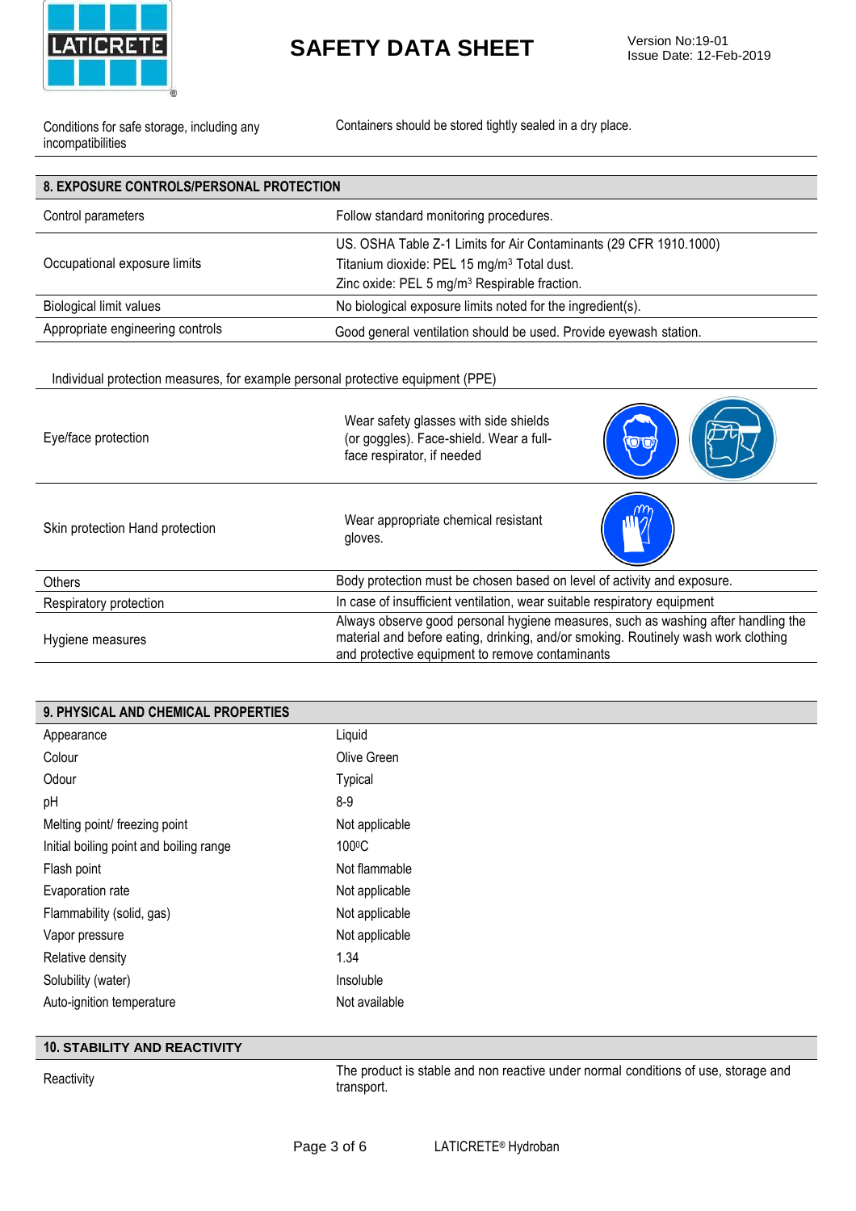| Conditions for safe storage, including any incompatibilities | Containers should be stored tightly sealed in a dry place. |
|---|---|

## 8. EXPOSURE CONTROLS/PERSONAL PROTECTION

| | |
|---|---|
| Control parameters | Follow standard monitoring procedures. |
| Occupational exposure limits | US. OSHA Table Z-1 Limits for Air Contaminants (29 CFR 1910.1000)<br>Titanium dioxide: PEL 15 mg/m$^3$ Total dust.<br>Zinc oxide: PEL 5 mg/m$^3$ Respirable fraction. |
| Biological limit values | No biological exposure limits noted for the ingredient(s). |
| Appropriate engineering controls | Good general ventilation should be used. Provide eyewash station. |

Individual protection measures, for example personal protective equipment (PPE)

| | |
|---|---|
| Eye/face protection | Wear safety glasses with side shields (or goggles). Face-shield. Wear a full-face respirator, if needed |
| Skin protection Hand protection | Wear appropriate chemical resistant gloves. |
| Others | Body protection must be chosen based on level of activity and exposure. |
| Respiratory protection | In case of insufficient ventilation, wear suitable respiratory equipment |
| Hygiene measures | Always observe good personal hygiene measures, such as washing after handling the material and before eating, drinking, and/or smoking. Routinely wash work clothing and protective equipment to remove contaminants |

## 9. PHYSICAL AND CHEMICAL PROPERTIES

| | |
|---|---|
| Appearance | Liquid |
| Colour | Olive Green |
| Odour | Typical |
| pH | 8-9 |
| Melting point/ freezing point | Not applicable |
| Initial boiling point and boiling range | 100$^0$C |
| Flash point | Not flammable |
| Evaporation rate | Not applicable |
| Flammability (solid, gas) | Not applicable |
| Vapor pressure | Not applicable |
| Relative density | 1.34 |
| Solubility (water) | Insoluble |
| Auto-ignition temperature | Not available |

## 10. STABILITY AND REACTIVITY

| | |
|---|---|
| Reactivity | The product is stable and non reactive under normal conditions of use, storage and transport. |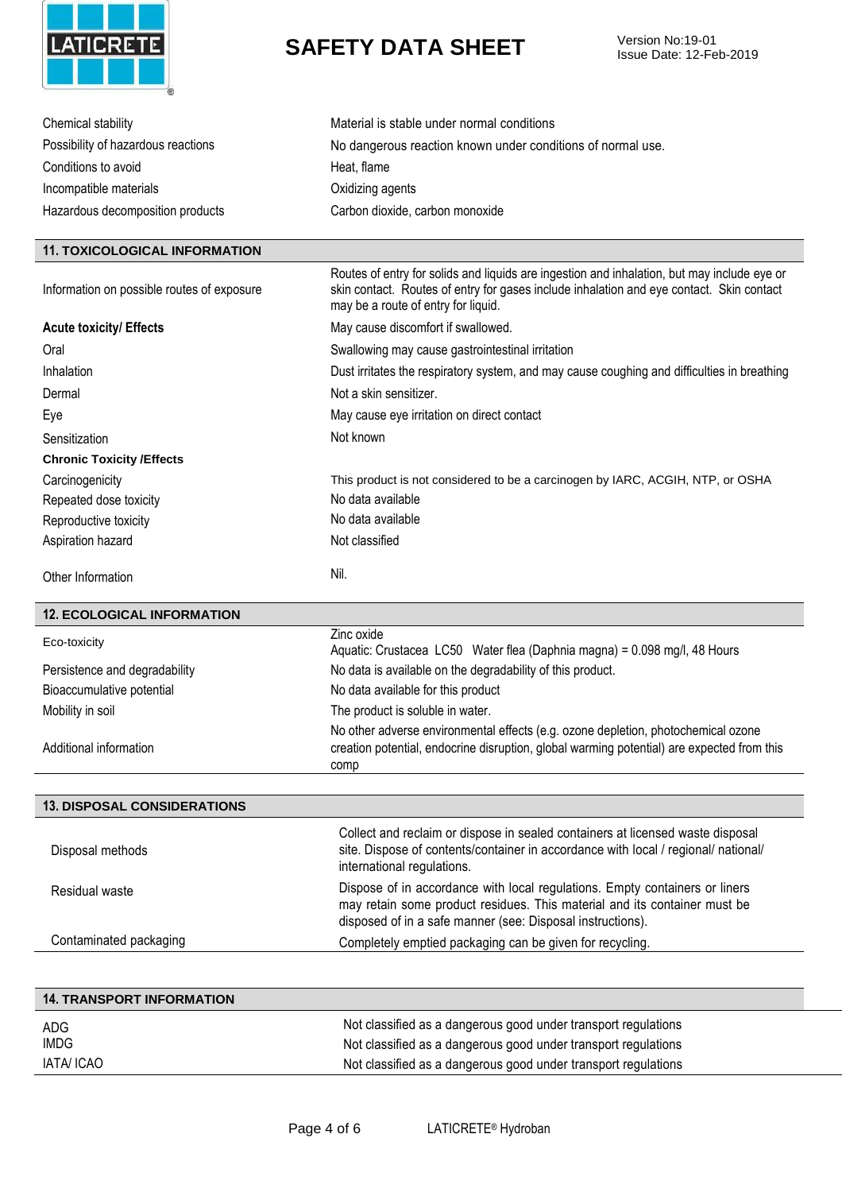| | |
|---|---|
| Chemical stability | Material is stable under normal conditions |
| Possibility of hazardous reactions | No dangerous reaction known under conditions of normal use. |
| Conditions to avoid | Heat, flame |
| Incompatible materials | Oxidizing agents |
| Hazardous decomposition products | Carbon dioxide, carbon monoxide |

## 11. TOXICOLOGICAL INFORMATION

| | |
|---|---|
| Information on possible routes of exposure | Routes of entry for solids and liquids are ingestion and inhalation, but may include eye or skin contact. Routes of entry for gases include inhalation and eye contact. Skin contact may be a route of entry for liquid. |
| **Acute toxicity/ Effects** | May cause discomfort if swallowed. |
| Oral | Swallowing may cause gastrointestinal irritation |
| Inhalation | Dust irritates the respiratory system, and may cause coughing and difficulties in breathing |
| Dermal | Not a skin sensitizer. |
| Eye | May cause eye irritation on direct contact |
| Sensitization | Not known |
| **Chronic Toxicity /Effects** | |
| Carcinogenicity | This product is not considered to be a carcinogen by IARC, ACGIH, NTP, or OSHA |
| Repeated dose toxicity | No data available |
| Reproductive toxicity | No data available |
| Aspiration hazard | Not classified |
| Other Information | Nil. |

## 12. ECOLOGICAL INFORMATION

| | |
|---|---|
| Eco-toxicity | Zinc oxide<br>Aquatic: Crustacea LC50 Water flea (Daphnia magna) = 0.098 mg/l, 48 Hours |
| Persistence and degradability | No data is available on the degradability of this product. |
| Bioaccumulative potential | No data available for this product |
| Mobility in soil | The product is soluble in water. |
| Additional information | No other adverse environmental effects (e.g. ozone depletion, photochemical ozone creation potential, endocrine disruption, global warming potential) are expected from this comp |

## 13. DISPOSAL CONSIDERATIONS

| | |
|---|---|
| Disposal methods | Collect and reclaim or dispose in sealed containers at licensed waste disposal site. Dispose of contents/container in accordance with local / regional/ national/ international regulations. |
| Residual waste | Dispose of in accordance with local regulations. Empty containers or liners may retain some product residues. This material and its container must be disposed of in a safe manner (see: Disposal instructions). |
| Contaminated packaging | Completely emptied packaging can be given for recycling. |

## 14. TRANSPORT INFORMATION

| | |
|---|---|
| ADG | Not classified as a dangerous good under transport regulations |
| IMDG | Not classified as a dangerous good under transport regulations |
| IATA/ ICAO | Not classified as a dangerous good under transport regulations |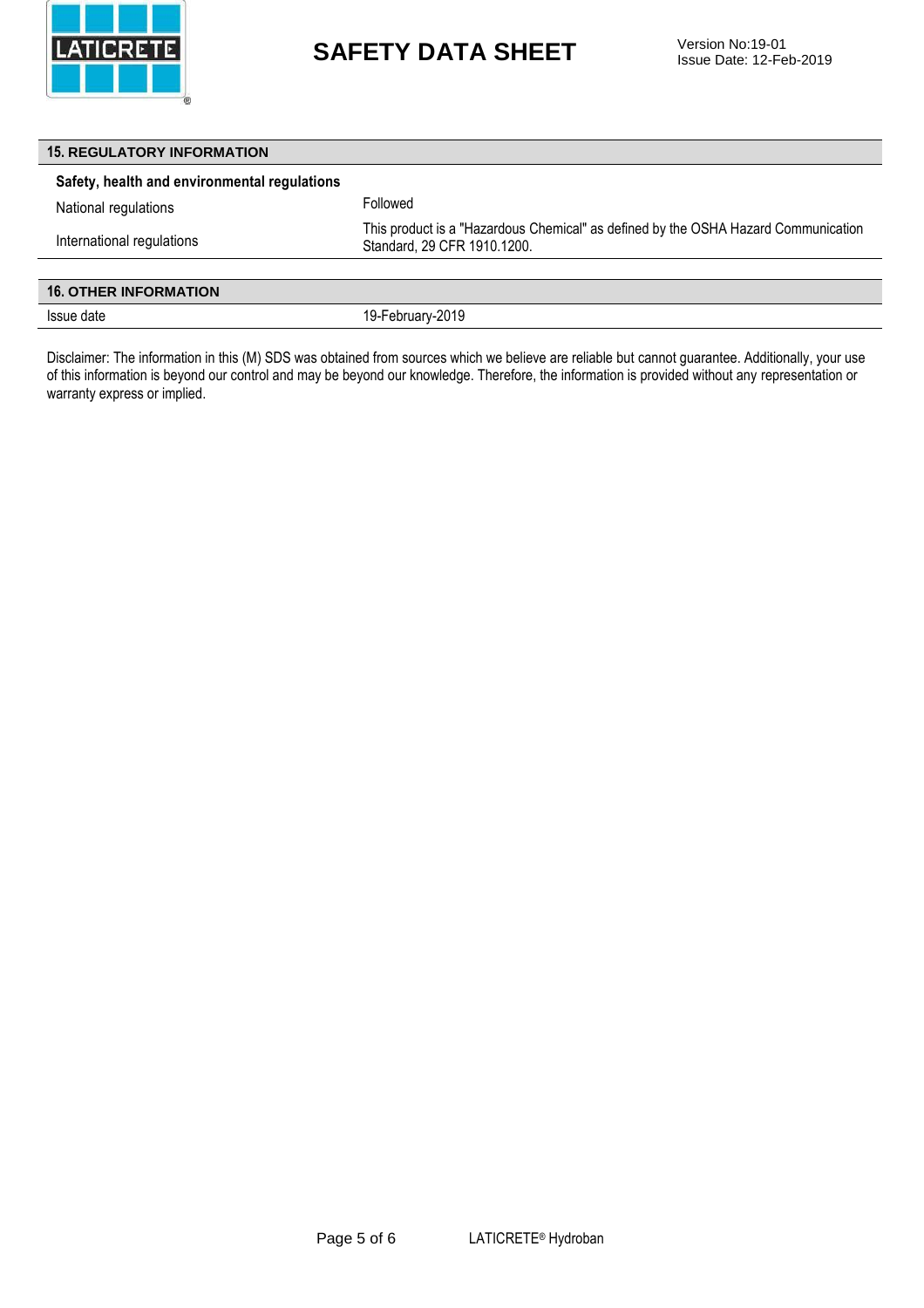## 15. REGULATORY INFORMATION

**Safety, health and environmental regulations**

| | |
|---|---|
| National regulations | Followed |
| International regulations | This product is a "Hazardous Chemical" as defined by the OSHA Hazard Communication Standard, 29 CFR 1910.1200. |

## 16. OTHER INFORMATION

| | |
|---|---|
| Issue date | 19-February-2019 |

Disclaimer: The information in this (M) SDS was obtained from sources which we believe are reliable but cannot guarantee. Additionally, your use of this information is beyond our control and may be beyond our knowledge. Therefore, the information is provided without any representation or warranty express or implied.